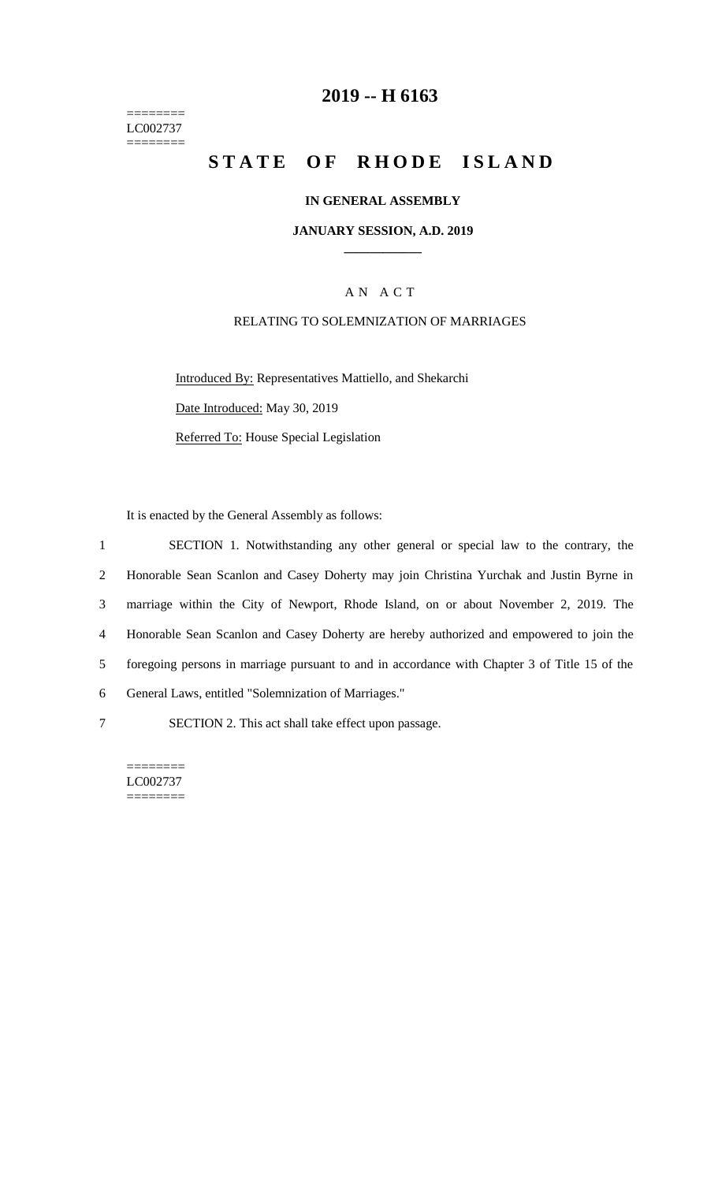========
LC002737
========

# 2019 -- H 6163

# STATE OF RHODE ISLAND

**IN GENERAL ASSEMBLY**

**JANUARY SESSION, A.D. 2019**

____________

A N A C T

RELATING TO SOLEMNIZATION OF MARRIAGES

Introduced By: Representatives Mattiello, and Shekarchi

Date Introduced: May 30, 2019

Referred To: House Special Legislation

It is enacted by the General Assembly as follows:

1 SECTION 1. Notwithstanding any other general or special law to the contrary, the
2 Honorable Sean Scanlon and Casey Doherty may join Christina Yurchak and Justin Byrne in
3 marriage within the City of Newport, Rhode Island, on or about November 2, 2019. The
4 Honorable Sean Scanlon and Casey Doherty are hereby authorized and empowered to join the
5 foregoing persons in marriage pursuant to and in accordance with Chapter 3 of Title 15 of the
6 General Laws, entitled "Solemnization of Marriages."
7 SECTION 2. This act shall take effect upon passage.

========
LC002737
========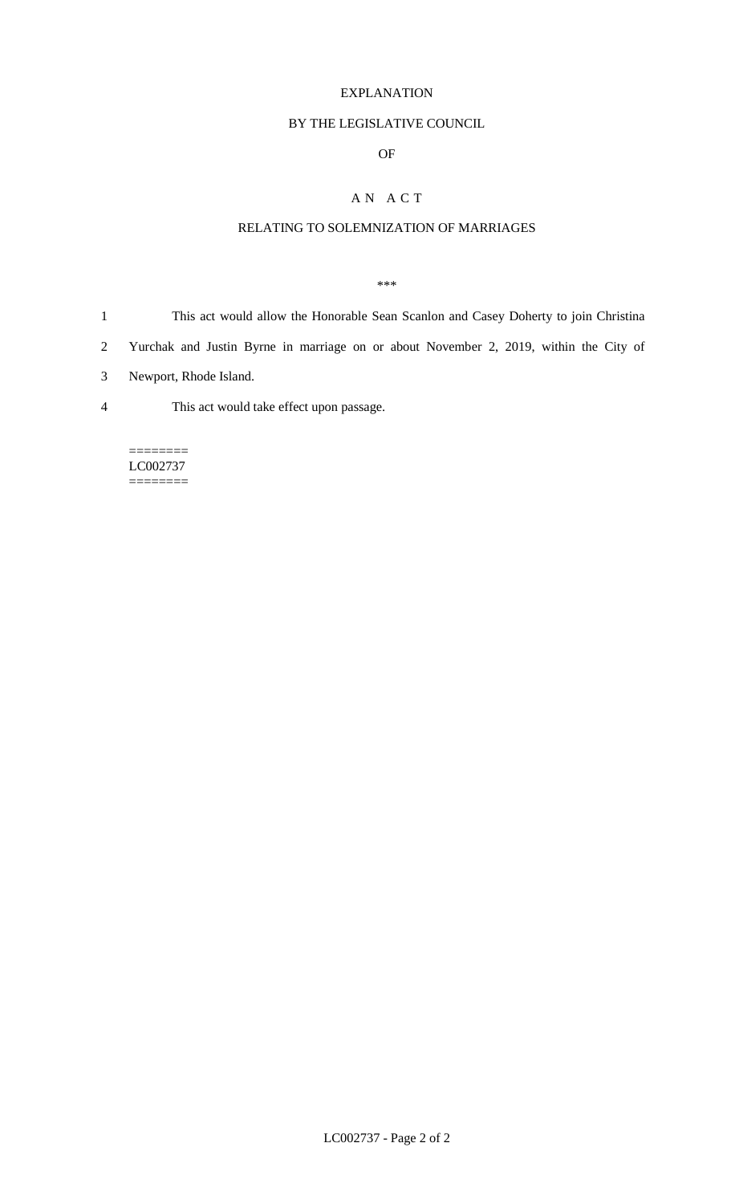EXPLANATION

BY THE LEGISLATIVE COUNCIL

OF

A N A C T

RELATING TO SOLEMNIZATION OF MARRIAGES

\*\*\*

1 This act would allow the Honorable Sean Scanlon and Casey Doherty to join Christina
2 Yurchak and Justin Byrne in marriage on or about November 2, 2019, within the City of
3 Newport, Rhode Island.
4 This act would take effect upon passage.

========
LC002737
========